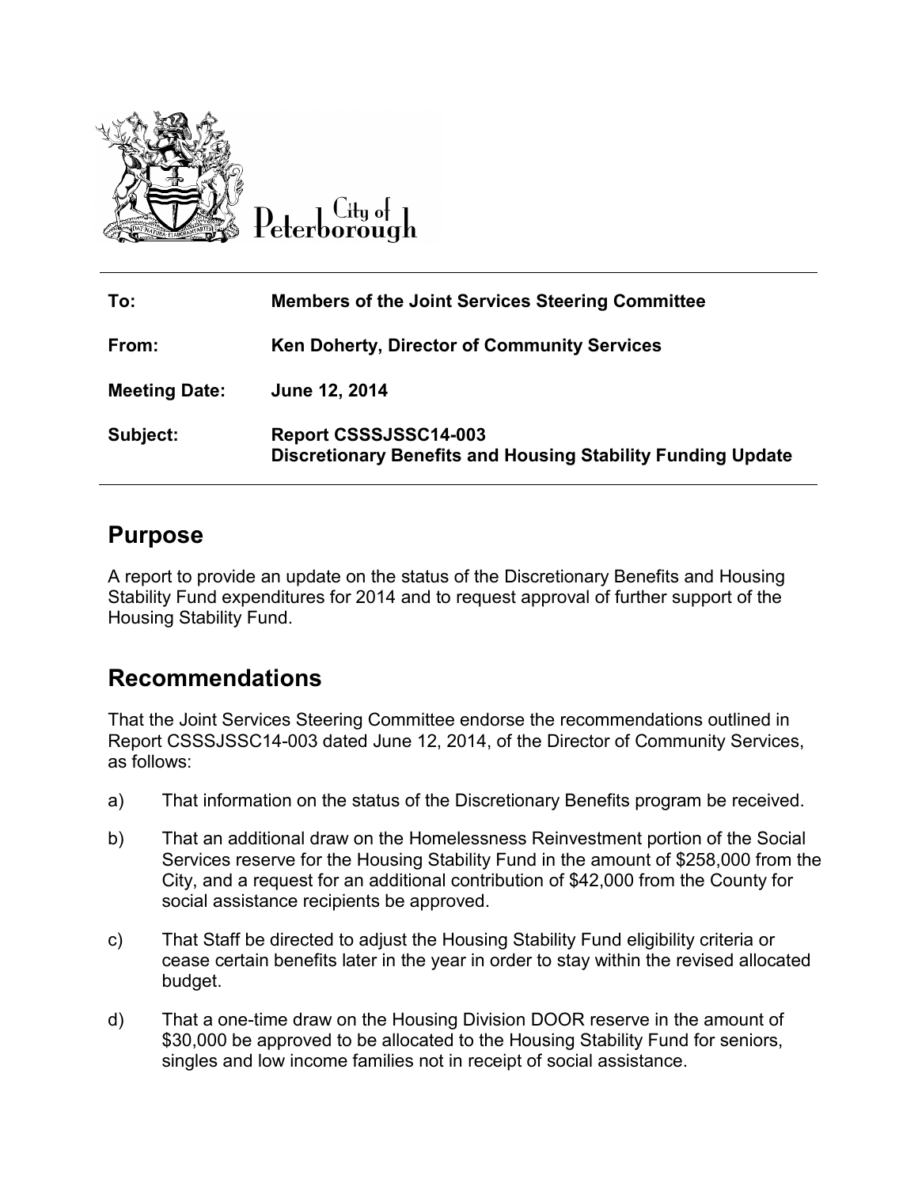City of Peterborough

| | |
|---|---|
| **To:** | **Members of the Joint Services Steering Committee** |
| **From:** | **Ken Doherty, Director of Community Services** |
| **Meeting Date:** | **June 12, 2014** |
| **Subject:** | **Report CSSSJSSC14-003**<br>**Discretionary Benefits and Housing Stability Funding Update** |

## Purpose

A report to provide an update on the status of the Discretionary Benefits and Housing Stability Fund expenditures for 2014 and to request approval of further support of the Housing Stability Fund.

## Recommendations

That the Joint Services Steering Committee endorse the recommendations outlined in Report CSSSJSSC14-003 dated June 12, 2014, of the Director of Community Services, as follows:

a) That information on the status of the Discretionary Benefits program be received.

b) That an additional draw on the Homelessness Reinvestment portion of the Social Services reserve for the Housing Stability Fund in the amount of $258,000 from the City, and a request for an additional contribution of $42,000 from the County for social assistance recipients be approved.

c) That Staff be directed to adjust the Housing Stability Fund eligibility criteria or cease certain benefits later in the year in order to stay within the revised allocated budget.

d) That a one-time draw on the Housing Division DOOR reserve in the amount of $30,000 be approved to be allocated to the Housing Stability Fund for seniors, singles and low income families not in receipt of social assistance.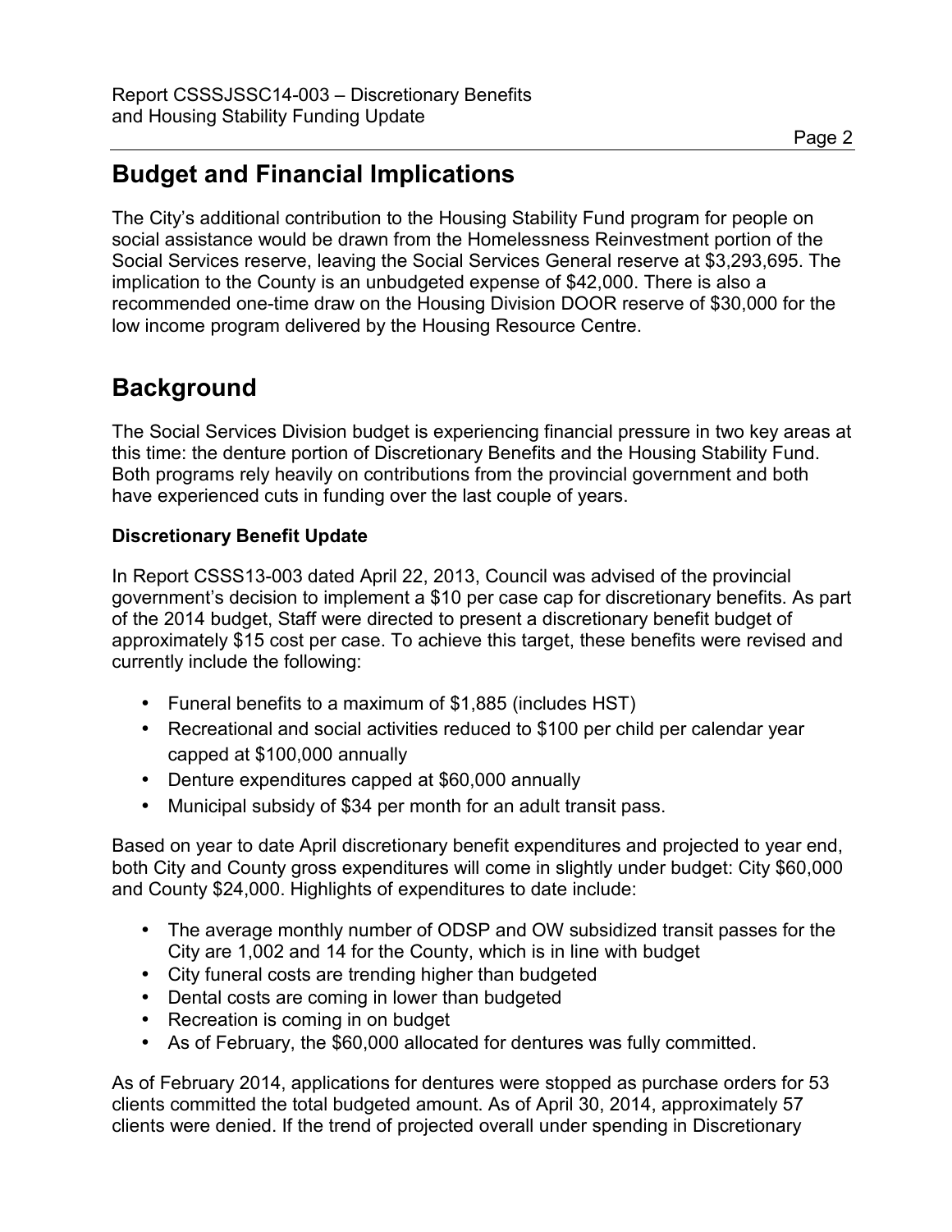## Budget and Financial Implications

The City's additional contribution to the Housing Stability Fund program for people on social assistance would be drawn from the Homelessness Reinvestment portion of the Social Services reserve, leaving the Social Services General reserve at $3,293,695. The implication to the County is an unbudgeted expense of $42,000. There is also a recommended one-time draw on the Housing Division DOOR reserve of $30,000 for the low income program delivered by the Housing Resource Centre.

## Background

The Social Services Division budget is experiencing financial pressure in two key areas at this time: the denture portion of Discretionary Benefits and the Housing Stability Fund. Both programs rely heavily on contributions from the provincial government and both have experienced cuts in funding over the last couple of years.

### Discretionary Benefit Update

In Report CSSS13-003 dated April 22, 2013, Council was advised of the provincial government's decision to implement a $10 per case cap for discretionary benefits. As part of the 2014 budget, Staff were directed to present a discretionary benefit budget of approximately $15 cost per case. To achieve this target, these benefits were revised and currently include the following:

- Funeral benefits to a maximum of $1,885 (includes HST)
- Recreational and social activities reduced to $100 per child per calendar year capped at $100,000 annually
- Denture expenditures capped at $60,000 annually
- Municipal subsidy of $34 per month for an adult transit pass.

Based on year to date April discretionary benefit expenditures and projected to year end, both City and County gross expenditures will come in slightly under budget: City $60,000 and County $24,000. Highlights of expenditures to date include:

- The average monthly number of ODSP and OW subsidized transit passes for the City are 1,002 and 14 for the County, which is in line with budget
- City funeral costs are trending higher than budgeted
- Dental costs are coming in lower than budgeted
- Recreation is coming in on budget
- As of February, the $60,000 allocated for dentures was fully committed.

As of February 2014, applications for dentures were stopped as purchase orders for 53 clients committed the total budgeted amount. As of April 30, 2014, approximately 57 clients were denied. If the trend of projected overall under spending in Discretionary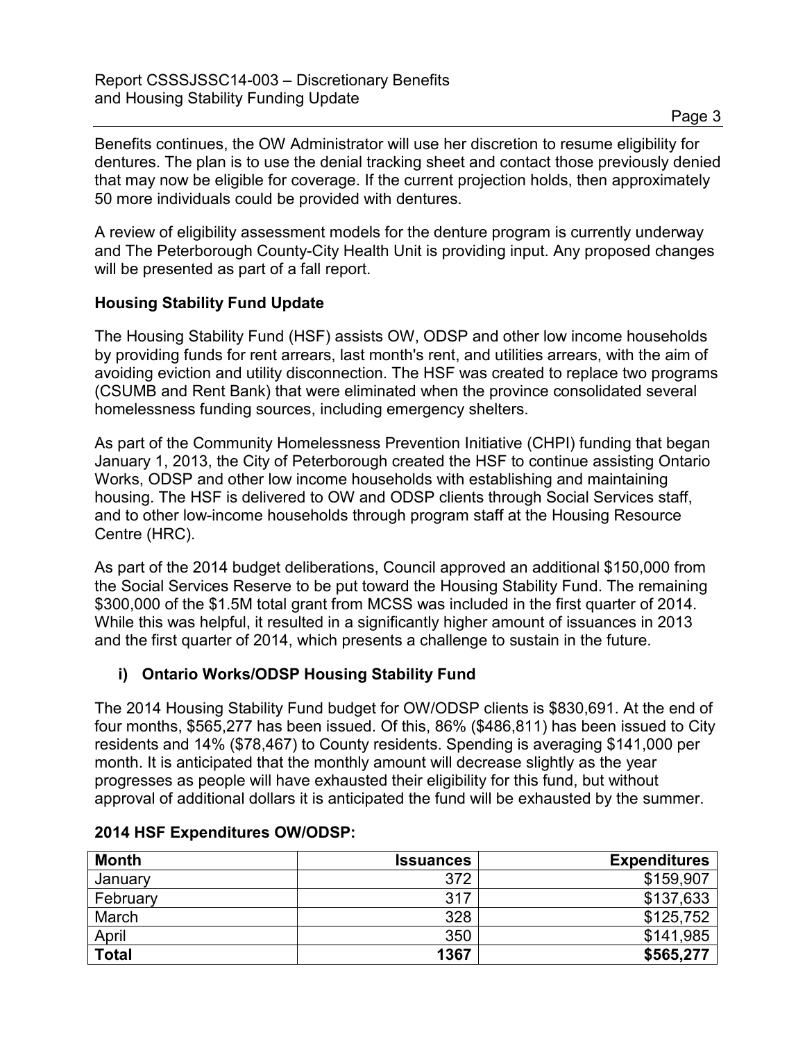Benefits continues, the OW Administrator will use her discretion to resume eligibility for dentures. The plan is to use the denial tracking sheet and contact those previously denied that may now be eligible for coverage. If the current projection holds, then approximately 50 more individuals could be provided with dentures.

A review of eligibility assessment models for the denture program is currently underway and The Peterborough County-City Health Unit is providing input. Any proposed changes will be presented as part of a fall report.

**Housing Stability Fund Update**

The Housing Stability Fund (HSF) assists OW, ODSP and other low income households by providing funds for rent arrears, last month's rent, and utilities arrears, with the aim of avoiding eviction and utility disconnection. The HSF was created to replace two programs (CSUMB and Rent Bank) that were eliminated when the province consolidated several homelessness funding sources, including emergency shelters.

As part of the Community Homelessness Prevention Initiative (CHPI) funding that began January 1, 2013, the City of Peterborough created the HSF to continue assisting Ontario Works, ODSP and other low income households with establishing and maintaining housing. The HSF is delivered to OW and ODSP clients through Social Services staff, and to other low-income households through program staff at the Housing Resource Centre (HRC).

As part of the 2014 budget deliberations, Council approved an additional $150,000 from the Social Services Reserve to be put toward the Housing Stability Fund. The remaining $300,000 of the $1.5M total grant from MCSS was included in the first quarter of 2014. While this was helpful, it resulted in a significantly higher amount of issuances in 2013 and the first quarter of 2014, which presents a challenge to sustain in the future.

**i) Ontario Works/ODSP Housing Stability Fund**

The 2014 Housing Stability Fund budget for OW/ODSP clients is $830,691. At the end of four months, $565,277 has been issued. Of this, 86% ($486,811) has been issued to City residents and 14% ($78,467) to County residents. Spending is averaging $141,000 per month. It is anticipated that the monthly amount will decrease slightly as the year progresses as people will have exhausted their eligibility for this fund, but without approval of additional dollars it is anticipated the fund will be exhausted by the summer.

**2014 HSF Expenditures OW/ODSP:**

| Month | Issuances | Expenditures |
|---|---:|---:|
| January | 372 | $159,907 |
| February | 317 | $137,633 |
| March | 328 | $125,752 |
| April | 350 | $141,985 |
| **Total** | **1367** | **$565,277** |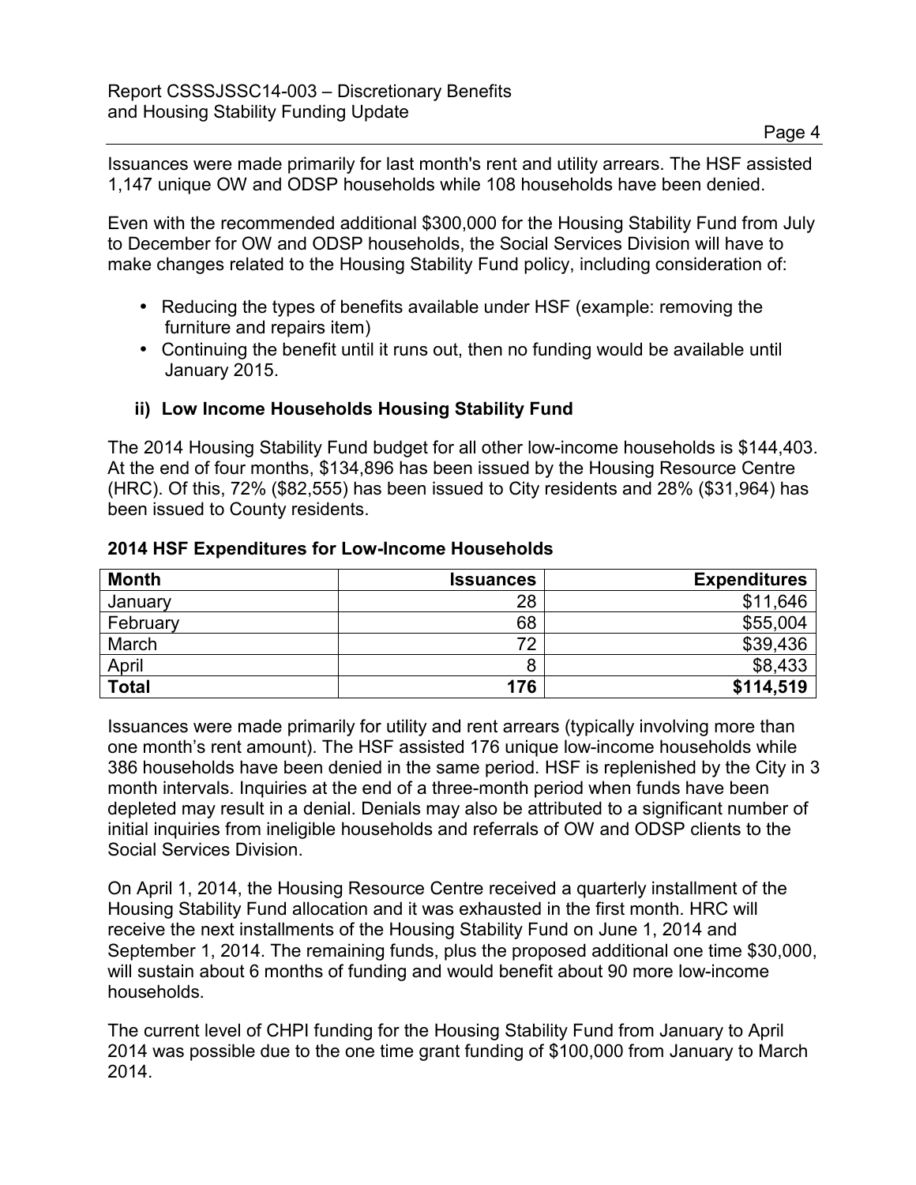Issuances were made primarily for last month's rent and utility arrears. The HSF assisted 1,147 unique OW and ODSP households while 108 households have been denied.

Even with the recommended additional $300,000 for the Housing Stability Fund from July to December for OW and ODSP households, the Social Services Division will have to make changes related to the Housing Stability Fund policy, including consideration of:

- Reducing the types of benefits available under HSF (example: removing the furniture and repairs item)
- Continuing the benefit until it runs out, then no funding would be available until January 2015.

### ii) Low Income Households Housing Stability Fund

The 2014 Housing Stability Fund budget for all other low-income households is $144,403. At the end of four months, $134,896 has been issued by the Housing Resource Centre (HRC). Of this, 72% ($82,555) has been issued to City residents and 28% ($31,964) has been issued to County residents.

**2014 HSF Expenditures for Low-Income Households**

| Month | Issuances | Expenditures |
|---|---:|---:|
| January | 28 | $11,646 |
| February | 68 | $55,004 |
| March | 72 | $39,436 |
| April | 8 | $8,433 |
| **Total** | **176** | **$114,519** |

Issuances were made primarily for utility and rent arrears (typically involving more than one month's rent amount). The HSF assisted 176 unique low-income households while 386 households have been denied in the same period. HSF is replenished by the City in 3 month intervals. Inquiries at the end of a three-month period when funds have been depleted may result in a denial. Denials may also be attributed to a significant number of initial inquiries from ineligible households and referrals of OW and ODSP clients to the Social Services Division.

On April 1, 2014, the Housing Resource Centre received a quarterly installment of the Housing Stability Fund allocation and it was exhausted in the first month. HRC will receive the next installments of the Housing Stability Fund on June 1, 2014 and September 1, 2014. The remaining funds, plus the proposed additional one time $30,000, will sustain about 6 months of funding and would benefit about 90 more low-income households.

The current level of CHPI funding for the Housing Stability Fund from January to April 2014 was possible due to the one time grant funding of $100,000 from January to March 2014.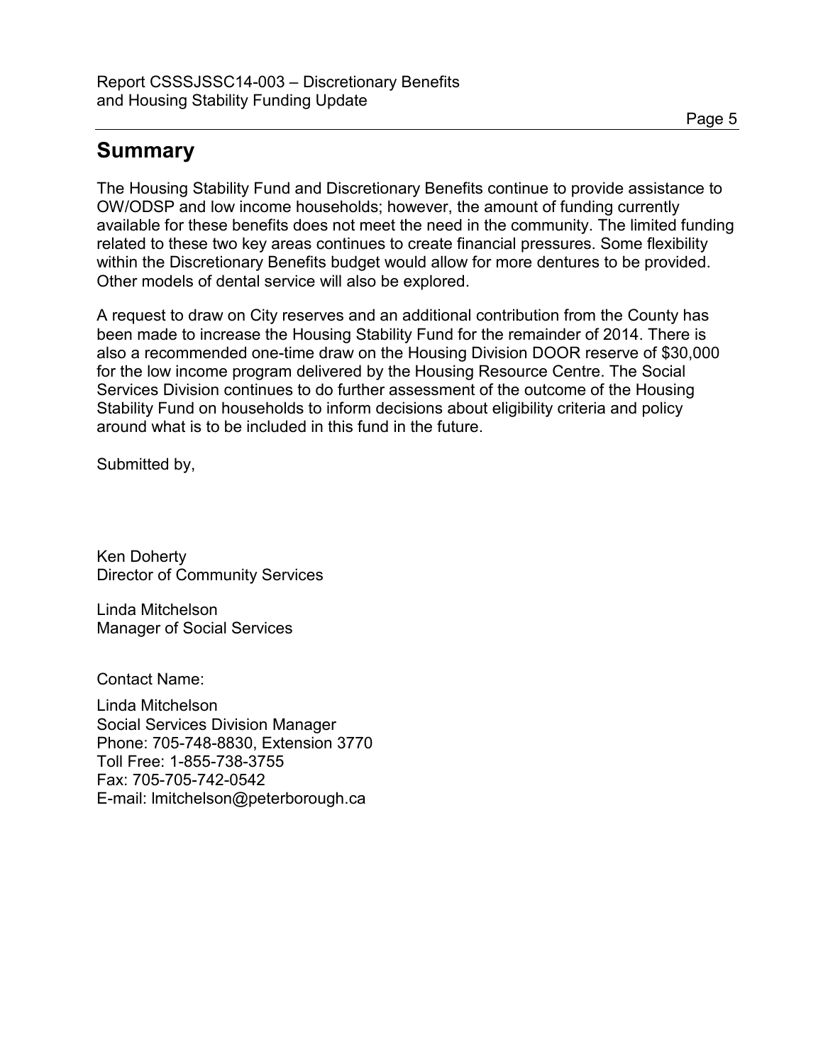## Summary

The Housing Stability Fund and Discretionary Benefits continue to provide assistance to OW/ODSP and low income households; however, the amount of funding currently available for these benefits does not meet the need in the community. The limited funding related to these two key areas continues to create financial pressures. Some flexibility within the Discretionary Benefits budget would allow for more dentures to be provided. Other models of dental service will also be explored.

A request to draw on City reserves and an additional contribution from the County has been made to increase the Housing Stability Fund for the remainder of 2014. There is also a recommended one-time draw on the Housing Division DOOR reserve of $30,000 for the low income program delivered by the Housing Resource Centre. The Social Services Division continues to do further assessment of the outcome of the Housing Stability Fund on households to inform decisions about eligibility criteria and policy around what is to be included in this fund in the future.

Submitted by,

Ken Doherty
Director of Community Services

Linda Mitchelson
Manager of Social Services

Contact Name:

Linda Mitchelson
Social Services Division Manager
Phone: 705-748-8830, Extension 3770
Toll Free: 1-855-738-3755
Fax: 705-705-742-0542
E-mail: lmitchelson@peterborough.ca